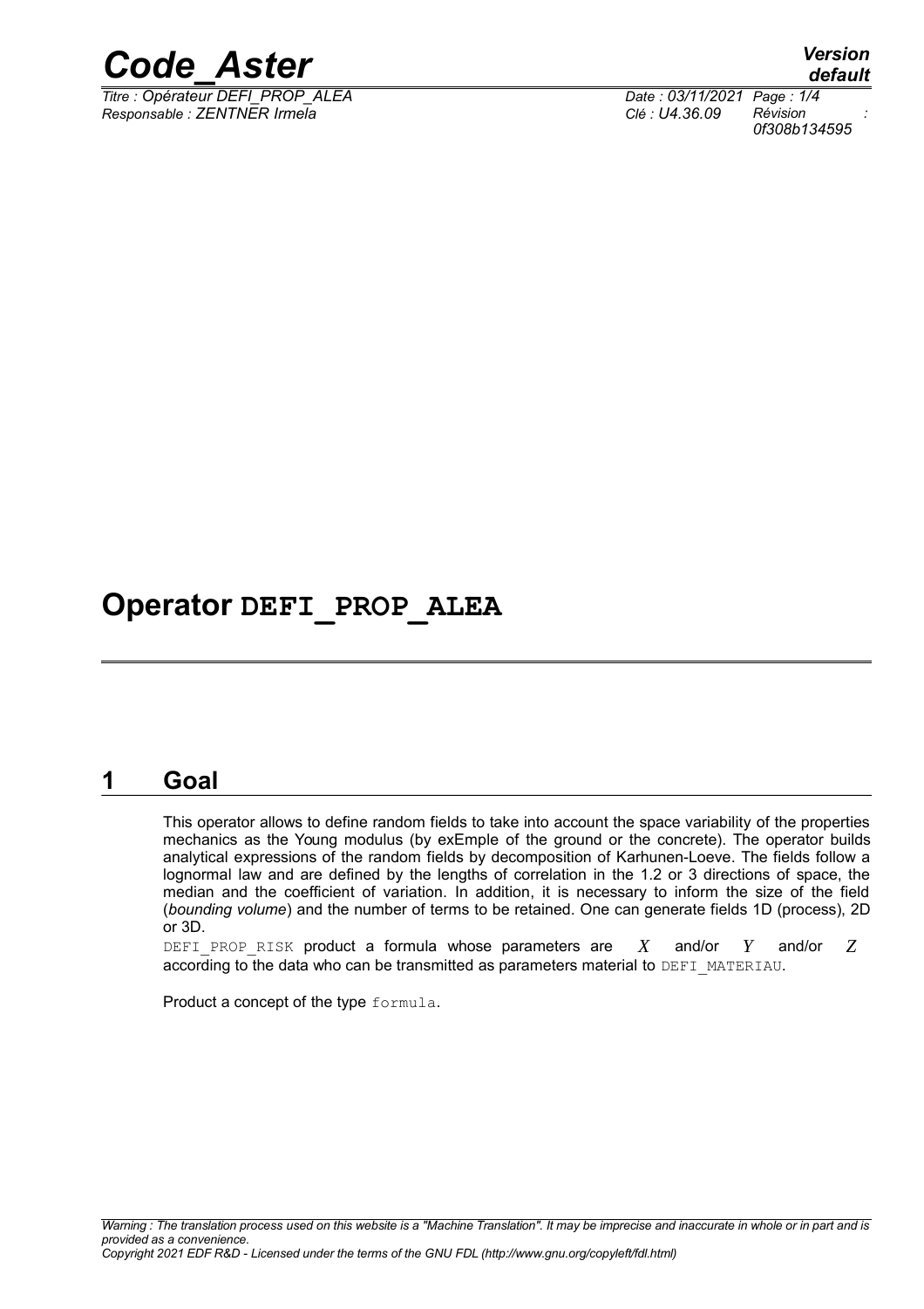# Operator DEFI_PROP_ALEA

## 1 Goal

This operator allows to define random fields to take into account the space variability of the properties mechanics as the Young modulus (by exEmple of the ground or the concrete). The operator builds analytical expressions of the random fields by decomposition of Karhunen-Loeve. The fields follow a lognormal law and are defined by the lengths of correlation in the 1.2 or 3 directions of space, the median and the coefficient of variation. In addition, it is necessary to inform the size of the field (*bounding volume*) and the number of terms to be retained. One can generate fields 1D (process), 2D or 3D.

DEFI_PROP_RISK product a formula whose parameters are $X$ and/or $Y$ and/or $Z$ according to the data who can be transmitted as parameters material to DEFI_MATERIAU.

Product a concept of the type formula.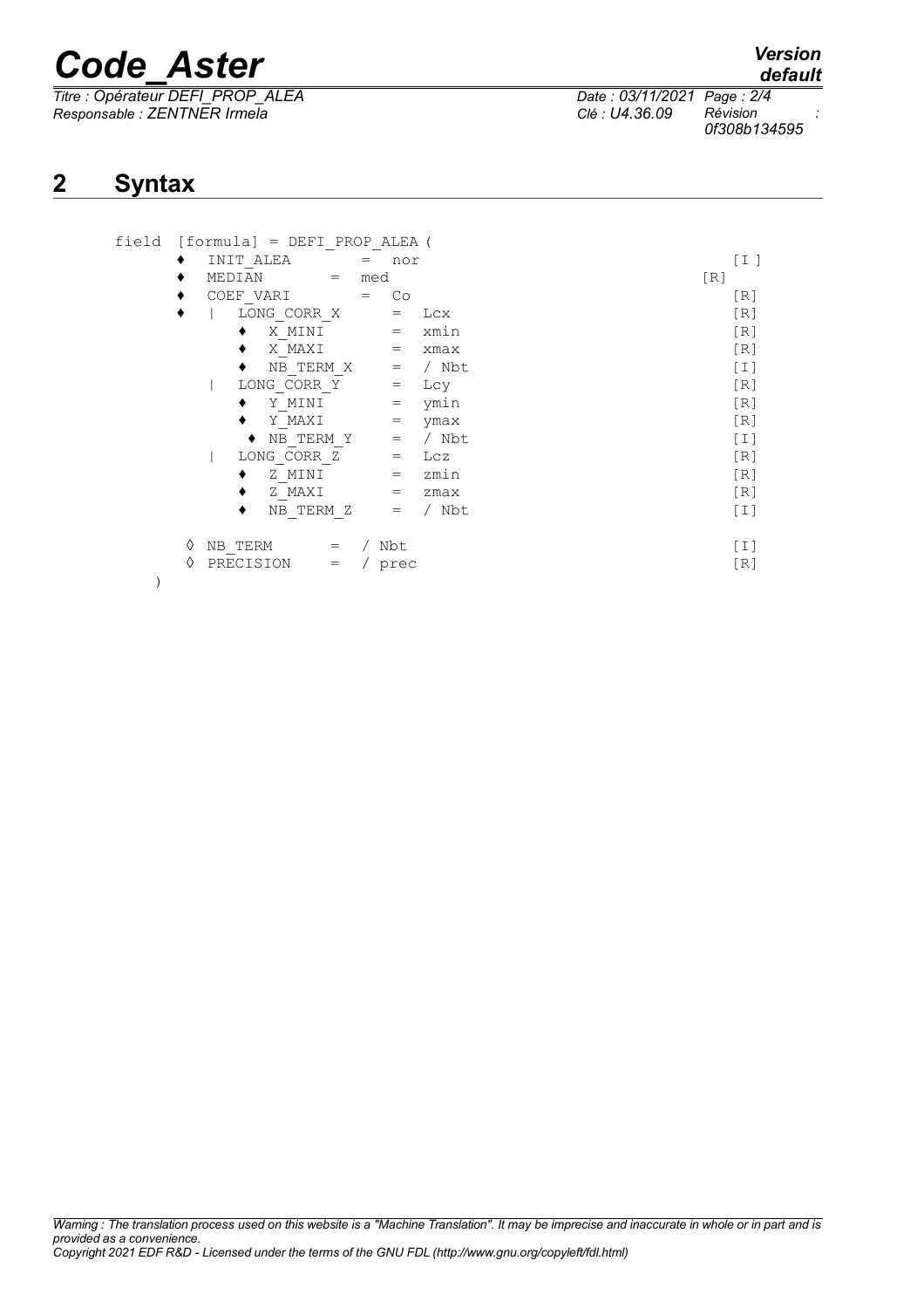## 2 Syntax

```
field  [formula] = DEFI_PROP_ALEA (
     ♦  INIT_ALEA       =  nor                                          [I ]
     ♦  MEDIAN      =  med                                             [R]
     ♦  COEF_VARI       =  Co                                           [R]
     ♦  |  LONG_CORR_X      =  Lcx                                      [R]
            ♦  X_MINI       =  xmin                                     [R]
            ♦  X_MAXI       =  xmax                                     [R]
            ♦  NB_TERM_X    =  / Nbt                                    [I]
        |  LONG_CORR_Y      =  Lcy                                      [R]
            ♦  Y_MINI       =  ymin                                     [R]
            ♦  Y_MAXI       =  ymax                                     [R]
            ♦ NB_TERM_Y     =  / Nbt                                    [I]
        |  LONG_CORR_Z      =  Lcz                                      [R]
            ♦  Z_MINI       =  zmin                                     [R]
            ♦  Z_MAXI       =  zmax                                     [R]
            ♦  NB_TERM_Z    =  / Nbt                                    [I]

     ◊  NB_TERM      =  / Nbt                                           [I]
     ◊  PRECISION    =  / prec                                          [R]
  )
```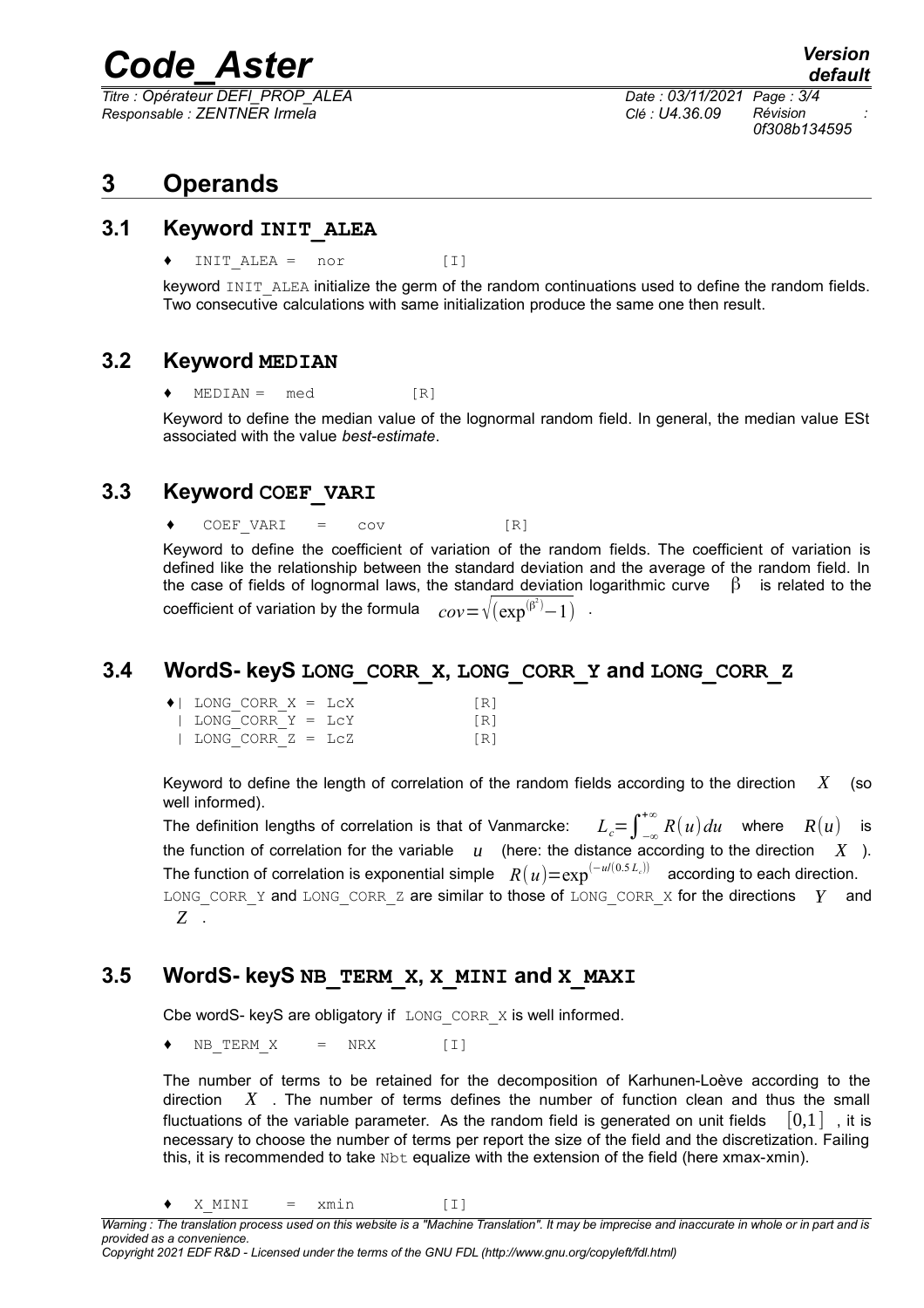# 3 Operands

## 3.1 Keyword INIT_ALEA

♦ INIT_ALEA = nor [I]

keyword INIT_ALEA initialize the germ of the random continuations used to define the random fields. Two consecutive calculations with same initialization produce the same one then result.

## 3.2 Keyword MEDIAN

♦ MEDIAN = med [R]

Keyword to define the median value of the lognormal random field. In general, the median value ESt associated with the value *best-estimate*.

## 3.3 Keyword COEF_VARI

♦ COEF_VARI = cov [R]

Keyword to define the coefficient of variation of the random fields. The coefficient of variation is defined like the relationship between the standard deviation and the average of the random field. In the case of fields of lognormal laws, the standard deviation logarithmic curve $\beta$ is related to the coefficient of variation by the formula $cov=\sqrt{(\exp^{(\beta^2)}-1)}$ .

## 3.4 WordS- keyS LONG_CORR_X, LONG_CORR_Y and LONG_CORR_Z

```
♦| LONG_CORR_X = LcX        [R]
 | LONG_CORR_Y = LcY        [R]
 | LONG_CORR_Z = LcZ        [R]
```

Keyword to define the length of correlation of the random fields according to the direction $X$ (so well informed).

The definition lengths of correlation is that of Vanmarcke: $L_c=\int_{-\infty}^{+\infty} R(u)du$ where $R(u)$ is the function of correlation for the variable $u$ (here: the distance according to the direction $X$ ).

The function of correlation is exponential simple $R(u)=\exp^{(-u/(0.5\,L_c))}$ according to each direction.

LONG_CORR_Y and LONG_CORR_Z are similar to those of LONG_CORR_X for the directions $Y$ and $Z$ .

## 3.5 WordS- keyS NB_TERM_X, X_MINI and X_MAXI

Cbe wordS- keyS are obligatory if LONG_CORR_X is well informed.

♦ NB_TERM_X = NRX [I]

The number of terms to be retained for the decomposition of Karhunen-Loève according to the direction $X$ . The number of terms defines the number of function clean and thus the small fluctuations of the variable parameter. As the random field is generated on unit fields $[0,1]$ , it is necessary to choose the number of terms per report the size of the field and the discretization. Failing this, it is recommended to take Nbt equalize with the extension of the field (here xmax-xmin).

♦ X_MINI = xmin [I]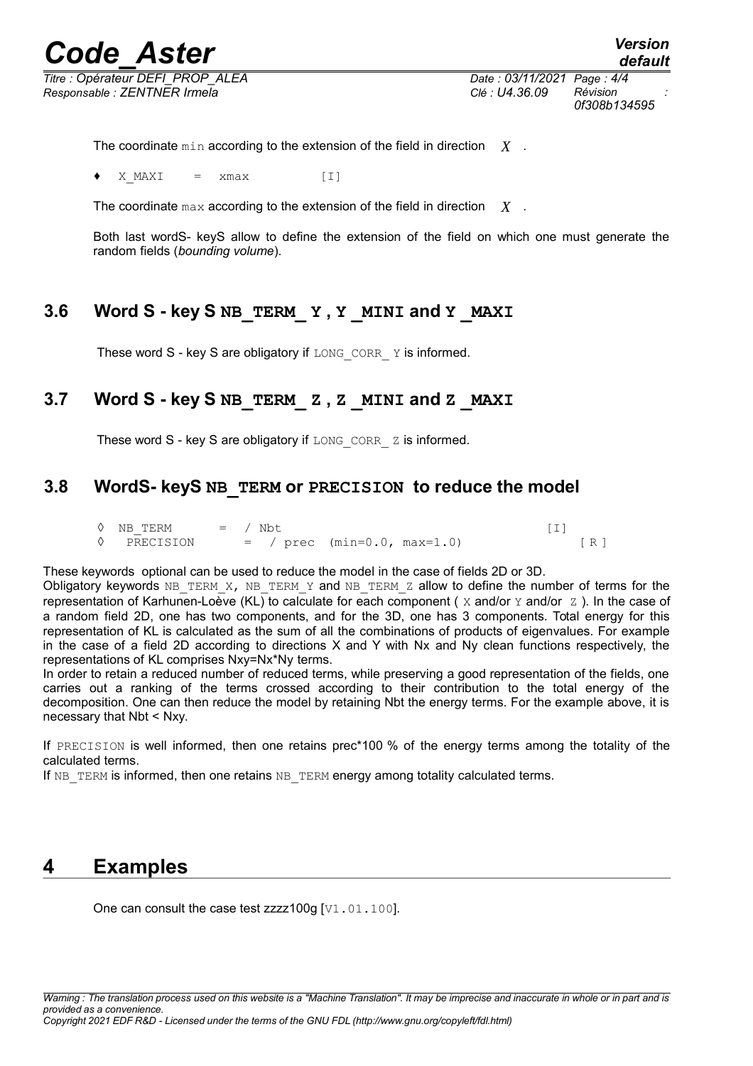The coordinate min according to the extension of the field in direction $X$ .

♦ X_MAXI = xmax [I]

The coordinate max according to the extension of the field in direction $X$ .

Both last wordS- keyS allow to define the extension of the field on which one must generate the random fields (*bounding volume*).

## 3.6 Word S - key S NB_TERM_ Y , Y _MINI and Y _MAXI

These word S - key S are obligatory if LONG_CORR_ Y is informed.

## 3.7 Word S - key S NB_TERM_ Z , Z _MINI and Z _MAXI

These word S - key S are obligatory if LONG_CORR_ Z is informed.

## 3.8 WordS- keyS NB_TERM or PRECISION to reduce the model

```
◊ NB_TERM     = / Nbt                              [I]
◊  PRECISION     = / prec  (min=0.0, max=1.0)          [ R ]
```

These keywords optional can be used to reduce the model in the case of fields 2D or 3D.
Obligatory keywords NB_TERM_X, NB_TERM_Y and NB_TERM_Z allow to define the number of terms for the representation of Karhunen-Loève (KL) to calculate for each component ( X and/or Y and/or Z ). In the case of a random field 2D, one has two components, and for the 3D, one has 3 components. Total energy for this representation of KL is calculated as the sum of all the combinations of products of eigenvalues. For example in the case of a field 2D according to directions X and Y with Nx and Ny clean functions respectively, the representations of KL comprises Nxy=Nx*Ny terms.
In order to retain a reduced number of reduced terms, while preserving a good representation of the fields, one carries out a ranking of the terms crossed according to their contribution to the total energy of the decomposition. One can then reduce the model by retaining Nbt the energy terms. For the example above, it is necessary that Nbt < Nxy.

If PRECISION is well informed, then one retains prec*100 % of the energy terms among the totality of the calculated terms.
If NB_TERM is informed, then one retains NB_TERM energy among totality calculated terms.

# 4 Examples

One can consult the case test zzzz100g [V1.01.100].